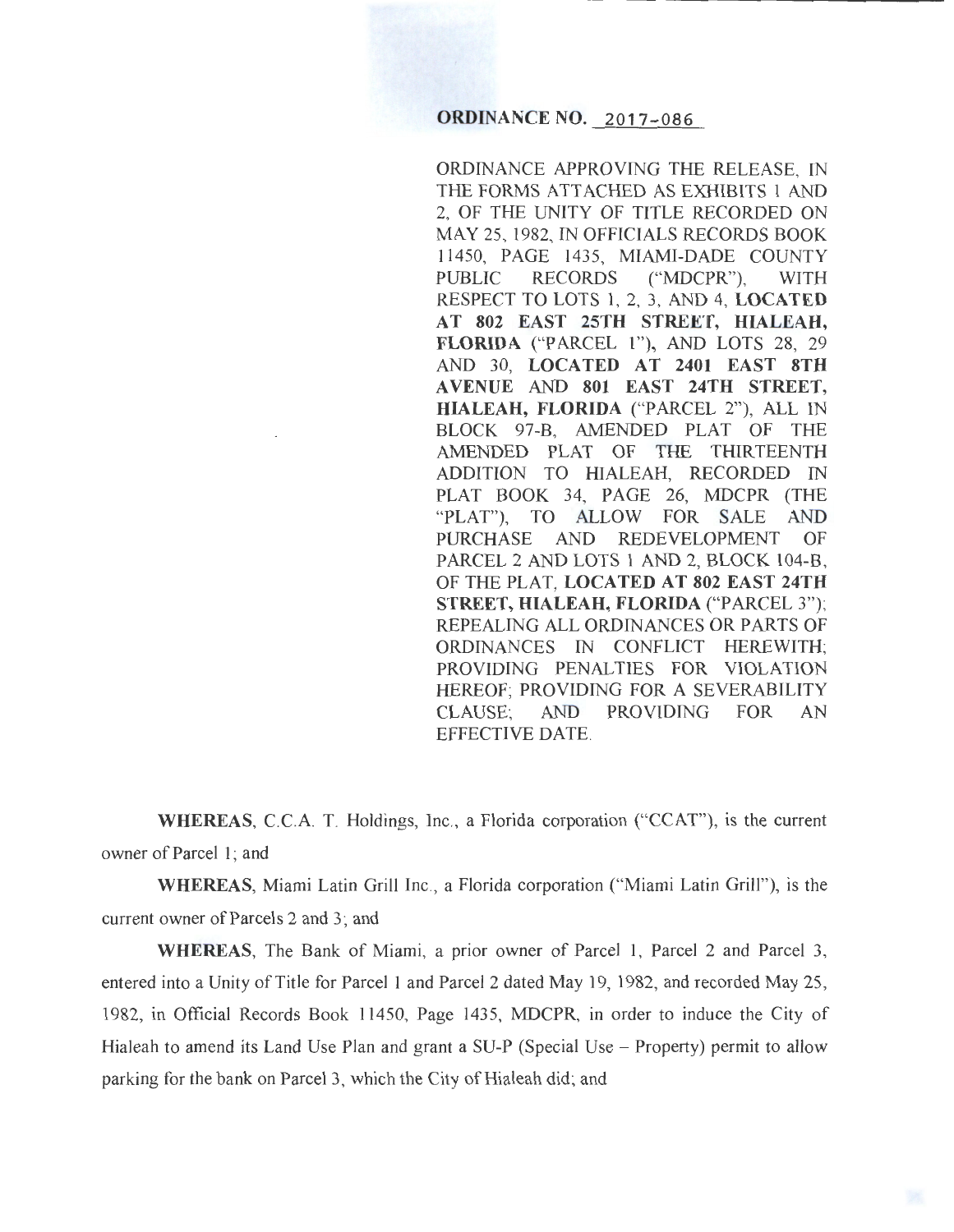# ORDINANCE NO. 2017-086

ORDINANCE APPROVING THE RELEASE, IN THE FORMS ATTACHED AS EXHIBITS 1 AND 2, OF THE UNITY OF TITLE RECORDED ON MAY 25, 1982, IN OFFICIALS RECORDS BOOK 11450, PAGE 1435, MIAMI-DADE COUNTY PUBLIC RECORDS ("MDCPR"), WITH RESPECT TO LOTS 1, 2, 3, AND 4, **LOCATED AT 802 EAST 25TH STREET, HIALEAH, FLORIDA** ("PARCEL 1"), AND LOTS 28, 29 AND 30, **LOCATED AT 2401 EAST 8TH AVENUE** AND **801 EAST 24TH STREET, HIALEAH, FLORIDA** ("PARCEL 2"), ALL IN BLOCK 97-B, AMENDED PLAT OF THE AMENDED PLAT OF THE THIRTEENTH ADDITION TO HIALEAH, RECORDED IN PLAT BOOK 34, PAGE 26, MDCPR (THE "PLAT"), TO ALLOW FOR SALE AND PURCHASE AND REDEVELOPMENT OF PARCEL 2 AND LOTS 1 AND 2, BLOCK 104-B, OF THE PLAT, **LOCATED AT 802 EAST 24TH STREET, HIALEAH, FLORIDA** ("PARCEL 3"); REPEALING ALL ORDINANCES OR PARTS OF ORDINANCES IN CONFLICT HEREWITH; PROVIDING PENALTIES FOR VIOLATION HEREOF; PROVIDING FOR A SEVERABILITY CLAUSE; AND PROVIDING FOR AN EFFECTIVE DATE.

**WHEREAS**, C.C.A. T. Holdings, Inc., a Florida corporation ("CCAT"), is the current owner of Parcel 1; and

**WHEREAS**, Miami Latin Grill Inc., a Florida corporation ("Miami Latin Grill"), is the current owner of Parcels 2 and 3; and

**WHEREAS**, The Bank of Miami, a prior owner of Parcel 1, Parcel 2 and Parcel 3, entered into a Unity of Title for Parcel 1 and Parcel 2 dated May 19, 1982, and recorded May 25, 1982, in Official Records Book 11450, Page 1435, MDCPR, in order to induce the City of Hialeah to amend its Land Use Plan and grant a SU-P (Special Use – Property) permit to allow parking for the bank on Parcel 3, which the City of Hialeah did; and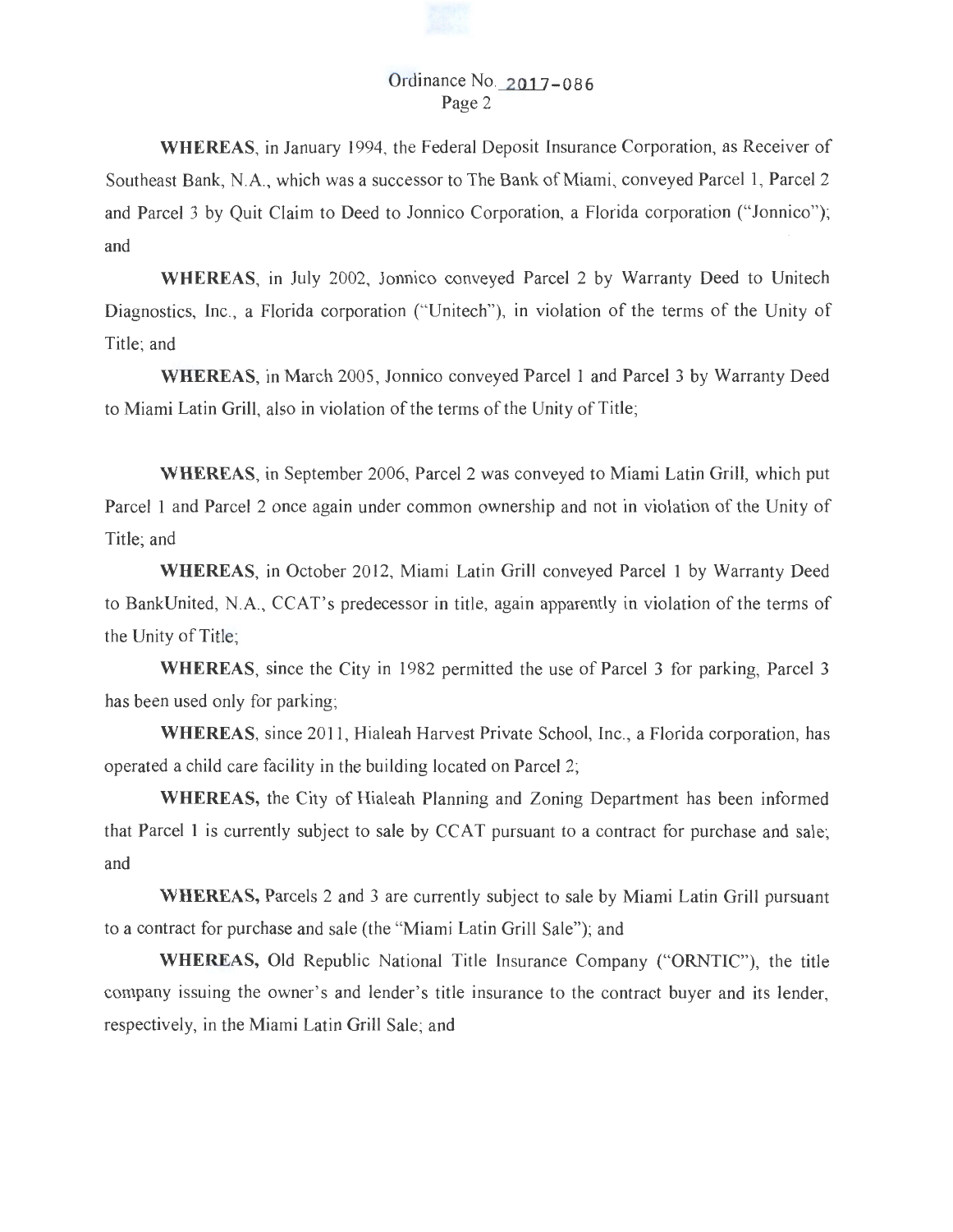**WHEREAS**, in January 1994, the Federal Deposit Insurance Corporation, as Receiver of Southeast Bank, N.A., which was a successor to The Bank of Miami, conveyed Parcel 1, Parcel 2 and Parcel 3 by Quit Claim to Deed to Jonnico Corporation, a Florida corporation ("Jonnico"); and

**WHEREAS**, in July 2002, Jonnico conveyed Parcel 2 by Warranty Deed to Unitech Diagnostics, Inc., a Florida corporation ("Unitech"), in violation of the terms of the Unity of Title; and

**WHEREAS**, in March 2005, Jonnico conveyed Parcel 1 and Parcel 3 by Warranty Deed to Miami Latin Grill, also in violation of the terms of the Unity of Title;

**WHEREAS**, in September 2006, Parcel 2 was conveyed to Miami Latin Grill, which put Parcel 1 and Parcel 2 once again under common ownership and not in violation of the Unity of Title; and

**WHEREAS**, in October 2012, Miami Latin Grill conveyed Parcel 1 by Warranty Deed to BankUnited, N.A., CCAT's predecessor in title, again apparently in violation of the terms of the Unity of Title;

**WHEREAS**, since the City in 1982 permitted the use of Parcel 3 for parking, Parcel 3 has been used only for parking;

**WHEREAS**, since 2011, Hialeah Harvest Private School, Inc., a Florida corporation, has operated a child care facility in the building located on Parcel 2;

**WHEREAS,** the City of Hialeah Planning and Zoning Department has been informed that Parcel 1 is currently subject to sale by CCAT pursuant to a contract for purchase and sale; and

**WHEREAS,** Parcels 2 and 3 are currently subject to sale by Miami Latin Grill pursuant to a contract for purchase and sale (the "Miami Latin Grill Sale"); and

**WHEREAS,** Old Republic National Title Insurance Company ("ORNTIC"), the title company issuing the owner's and lender's title insurance to the contract buyer and its lender, respectively, in the Miami Latin Grill Sale; and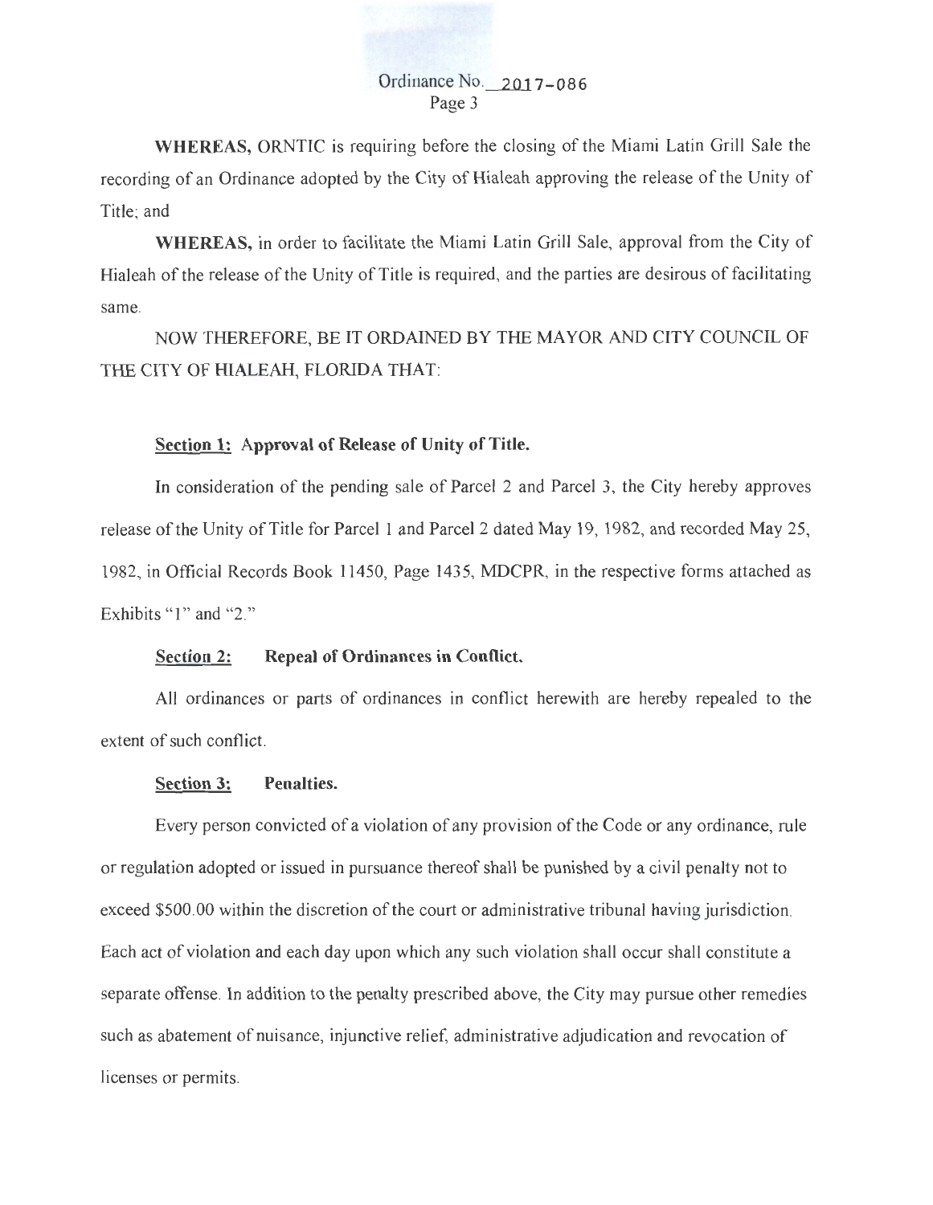**WHEREAS,** ORNTIC is requiring before the closing of the Miami Latin Grill Sale the recording of an Ordinance adopted by the City of Hialeah approving the release of the Unity of Title; and

**WHEREAS,** in order to facilitate the Miami Latin Grill Sale, approval from the City of Hialeah of the release of the Unity of Title is required, and the parties are desirous of facilitating same.

NOW THEREFORE, BE IT ORDAINED BY THE MAYOR AND CITY COUNCIL OF THE CITY OF HIALEAH, FLORIDA THAT:

**Section 1: Approval of Release of Unity of Title.**

In consideration of the pending sale of Parcel 2 and Parcel 3, the City hereby approves release of the Unity of Title for Parcel 1 and Parcel 2 dated May 19, 1982, and recorded May 25, 1982, in Official Records Book 11450, Page 1435, MDCPR, in the respective forms attached as Exhibits "1" and "2."

**Section 2: Repeal of Ordinances in Conflict.**

All ordinances or parts of ordinances in conflict herewith are hereby repealed to the extent of such conflict.

**Section 3: Penalties.**

Every person convicted of a violation of any provision of the Code or any ordinance, rule or regulation adopted or issued in pursuance thereof shall be punished by a civil penalty not to exceed $500.00 within the discretion of the court or administrative tribunal having jurisdiction. Each act of violation and each day upon which any such violation shall occur shall constitute a separate offense. In addition to the penalty prescribed above, the City may pursue other remedies such as abatement of nuisance, injunctive relief, administrative adjudication and revocation of licenses or permits.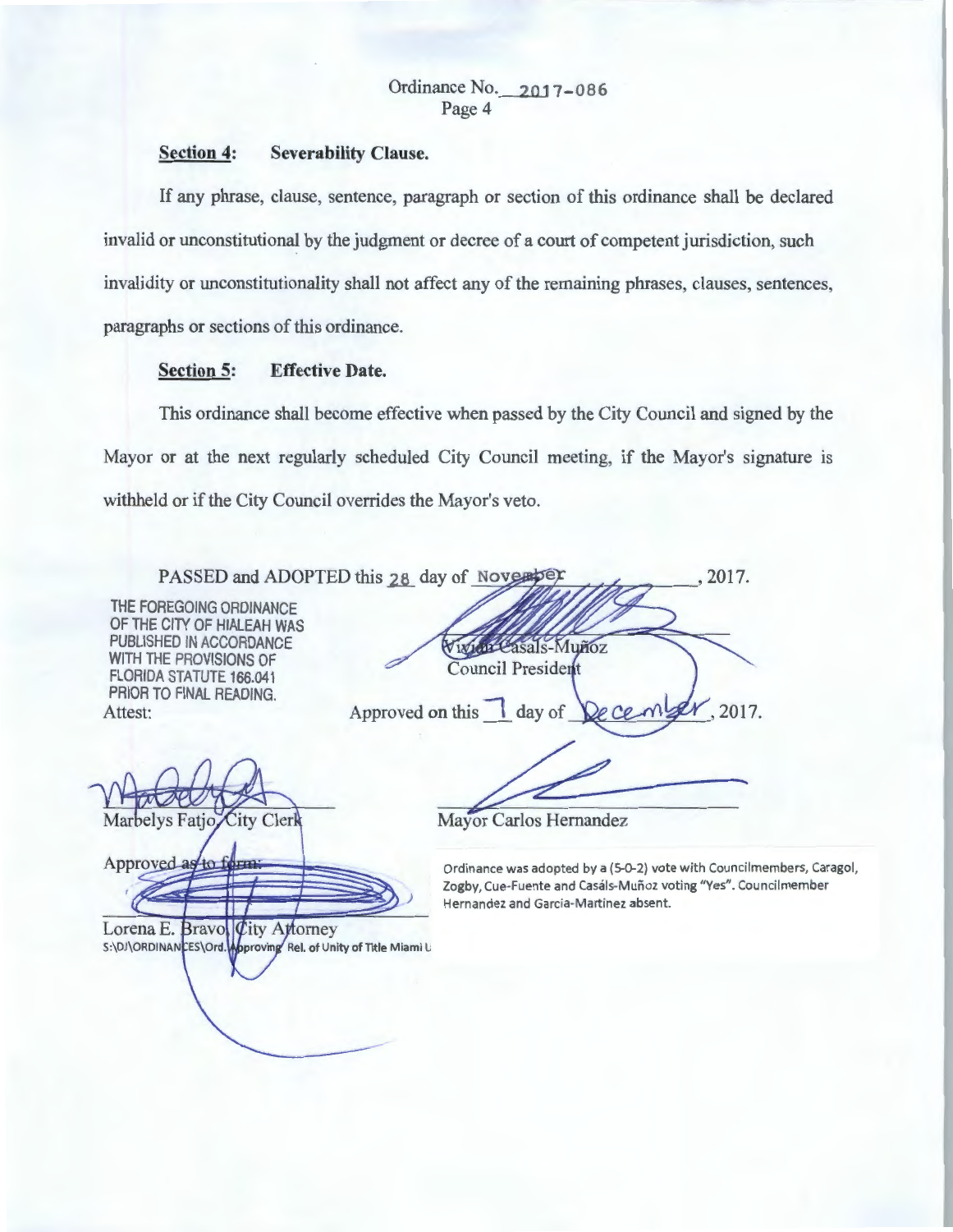Ordinance No. 2017-086
Page 4

**Section 4: Severability Clause.**

If any phrase, clause, sentence, paragraph or section of this ordinance shall be declared invalid or unconstitutional by the judgment or decree of a court of competent jurisdiction, such invalidity or unconstitutionality shall not affect any of the remaining phrases, clauses, sentences, paragraphs or sections of this ordinance.

**Section 5: Effective Date.**

This ordinance shall become effective when passed by the City Council and signed by the Mayor or at the next regularly scheduled City Council meeting, if the Mayor's signature is withheld or if the City Council overrides the Mayor's veto.

PASSED and ADOPTED this 28 day of November, 2017.

THE FOREGOING ORDINANCE OF THE CITY OF HIALEAH WAS PUBLISHED IN ACCORDANCE WITH THE PROVISIONS OF FLORIDA STATUTE 166.041 PRIOR TO FINAL READING.

Vivian Casals-Muñoz
Council President

Attest:

Approved on this 1 day of December, 2017.

Marbelys Fatjo, City Clerk

Mayor Carlos Hernandez

Approved as to form:

Lorena E. Bravo, City Attorney

S:\DJ\ORDINANCES\Ord. Approving Rel. of Unity of Title Miami L

Ordinance was adopted by a (5-0-2) vote with Councilmembers, Caragol, Zogby, Cue-Fuente and Casáls-Muñoz voting "Yes". Councilmember Hernandez and Garcia-Martinez absent.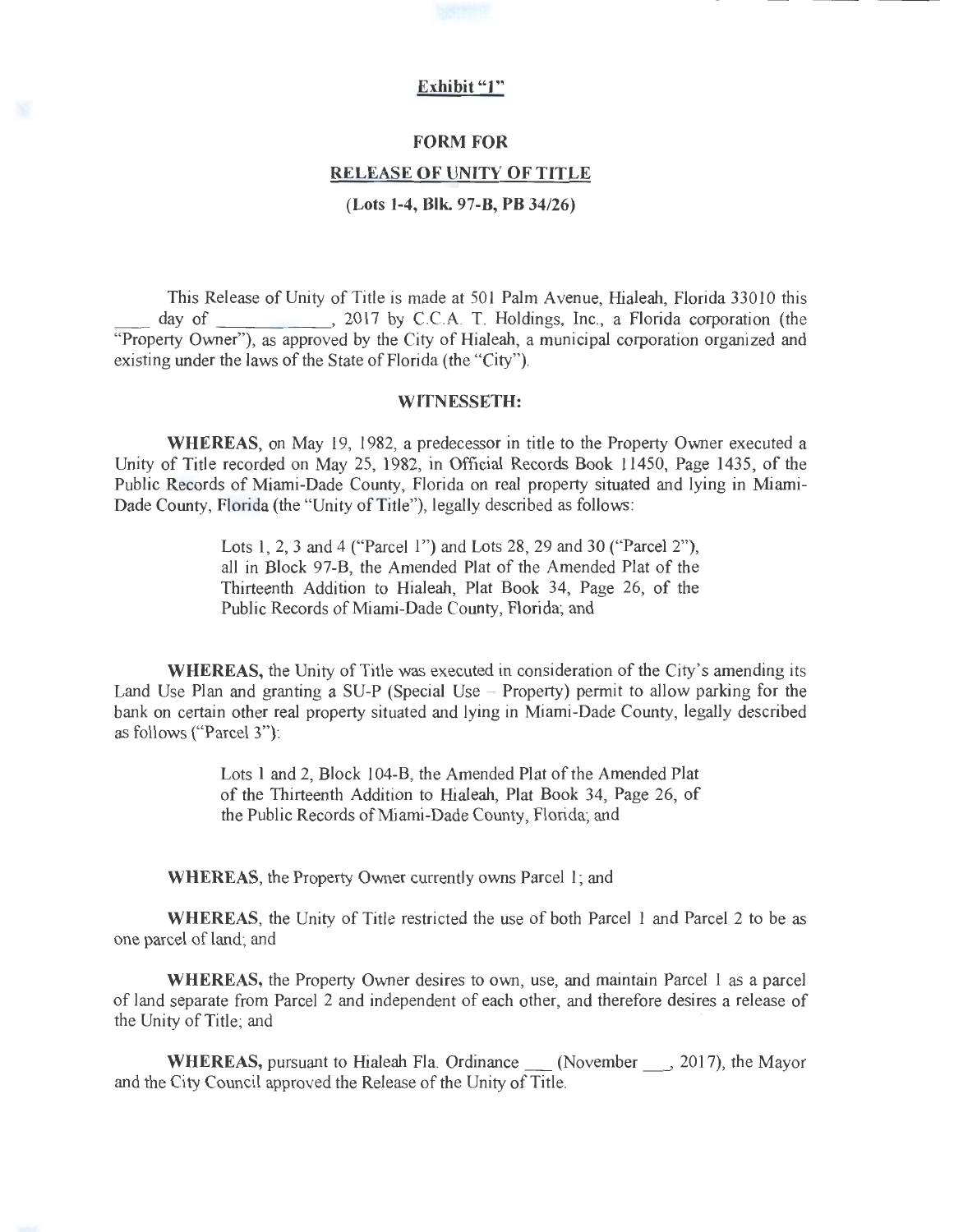**Exhibit "1"**

**FORM FOR**

**RELEASE OF UNITY OF TITLE**

**(Lots 1-4, Blk. 97-B, PB 34/26)**

This Release of Unity of Title is made at 501 Palm Avenue, Hialeah, Florida 33010 this ____ day of ____________, 2017 by C.C.A. T. Holdings, Inc., a Florida corporation (the "Property Owner"), as approved by the City of Hialeah, a municipal corporation organized and existing under the laws of the State of Florida (the "City").

**WITNESSETH:**

**WHEREAS**, on May 19, 1982, a predecessor in title to the Property Owner executed a Unity of Title recorded on May 25, 1982, in Official Records Book 11450, Page 1435, of the Public Records of Miami-Dade County, Florida on real property situated and lying in Miami-Dade County, Florida (the "Unity of Title"), legally described as follows:

> Lots 1, 2, 3 and 4 ("Parcel 1") and Lots 28, 29 and 30 ("Parcel 2"), all in Block 97-B, the Amended Plat of the Amended Plat of the Thirteenth Addition to Hialeah, Plat Book 34, Page 26, of the Public Records of Miami-Dade County, Florida; and

**WHEREAS,** the Unity of Title was executed in consideration of the City's amending its Land Use Plan and granting a SU-P (Special Use – Property) permit to allow parking for the bank on certain other real property situated and lying in Miami-Dade County, legally described as follows ("Parcel 3"):

> Lots 1 and 2, Block 104-B, the Amended Plat of the Amended Plat of the Thirteenth Addition to Hialeah, Plat Book 34, Page 26, of the Public Records of Miami-Dade County, Florida; and

**WHEREAS**, the Property Owner currently owns Parcel 1; and

**WHEREAS**, the Unity of Title restricted the use of both Parcel 1 and Parcel 2 to be as one parcel of land; and

**WHEREAS,** the Property Owner desires to own, use, and maintain Parcel 1 as a parcel of land separate from Parcel 2 and independent of each other, and therefore desires a release of the Unity of Title; and

**WHEREAS,** pursuant to Hialeah Fla. Ordinance ___ (November ___, 2017), the Mayor and the City Council approved the Release of the Unity of Title.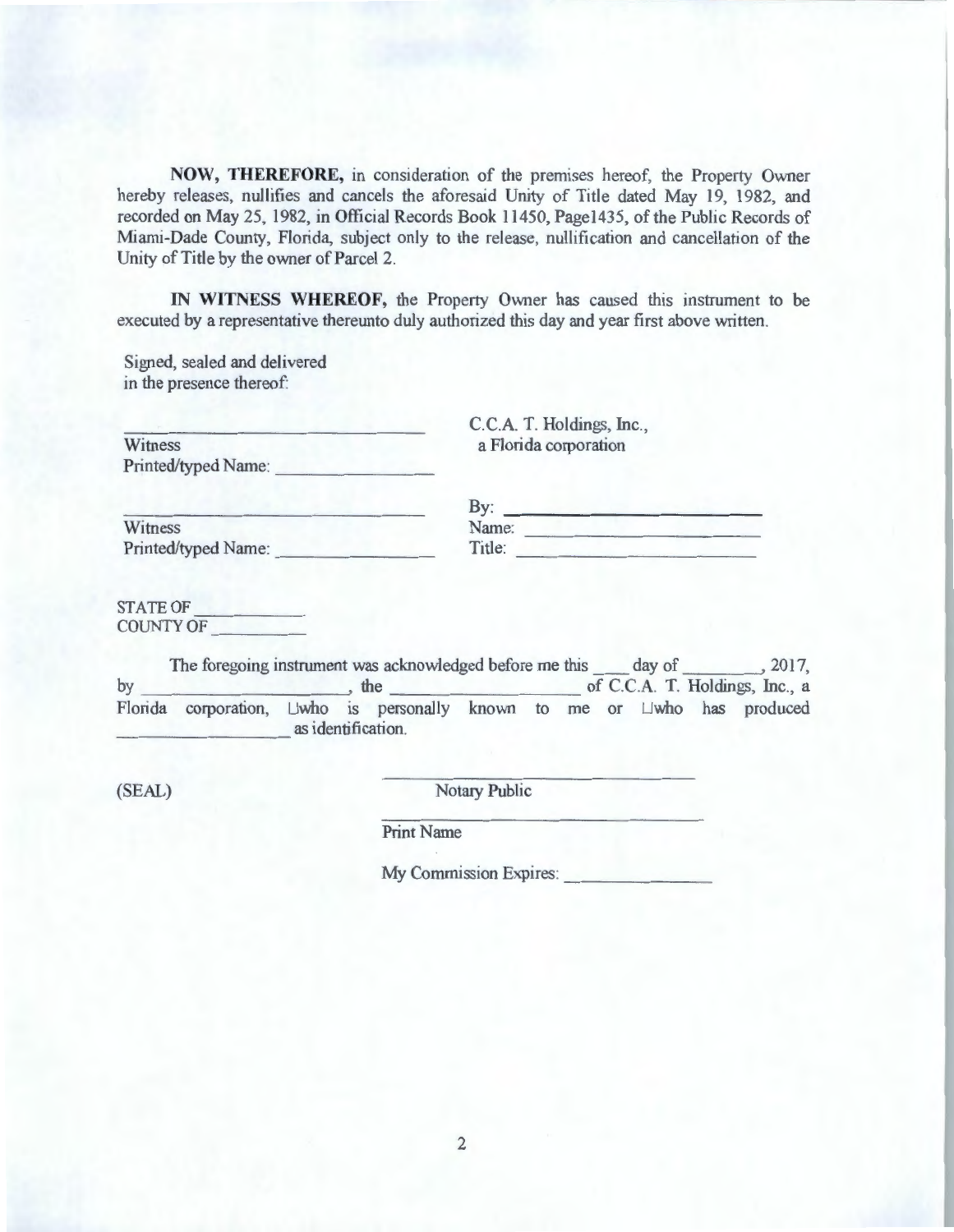**NOW, THEREFORE,** in consideration of the premises hereof, the Property Owner hereby releases, nullifies and cancels the aforesaid Unity of Title dated May 19, 1982, and recorded on May 25, 1982, in Official Records Book 11450, Page1435, of the Public Records of Miami-Dade County, Florida, subject only to the release, nullification and cancellation of the Unity of Title by the owner of Parcel 2.

**IN WITNESS WHEREOF,** the Property Owner has caused this instrument to be executed by a representative thereunto duly authorized this day and year first above written.

Signed, sealed and delivered
in the presence thereof:

_____________________________
Witness
Printed/typed Name: _______________

C.C.A. T. Holdings, Inc.,
a Florida corporation

_____________________________
Witness
Printed/typed Name: _______________

By: _________________________
Name: _______________________
Title: ________________________

STATE OF __________
COUNTY OF _________

The foregoing instrument was acknowledged before me this ____ day of ________, 2017, by ____________________, the ____________________ of C.C.A. T. Holdings, Inc., a Florida corporation, ☐who is personally known to me or ☐who has produced ________________ as identification.

(SEAL)

_____________________________
Notary Public

_____________________________
Print Name

My Commission Expires: _____________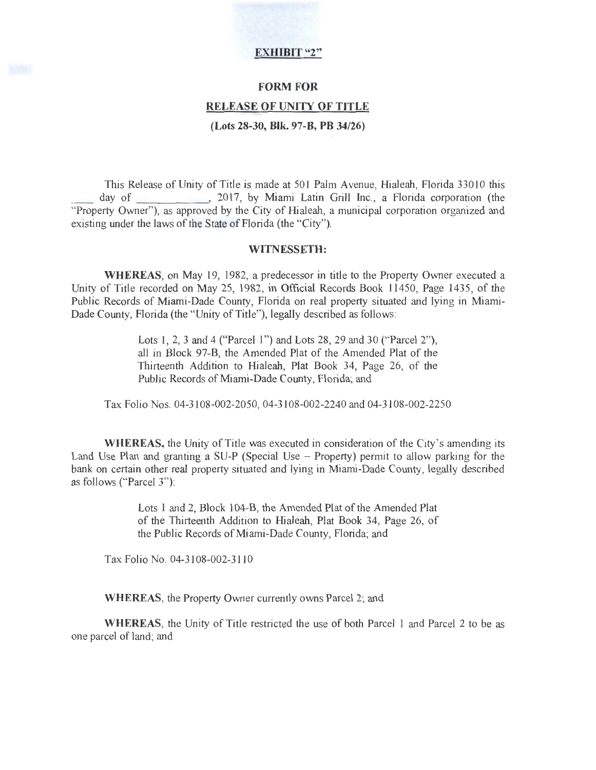**EXHIBIT "2"**

# FORM FOR

## RELEASE OF UNITY OF TITLE

### (Lots 28-30, Blk. 97-B, PB 34/26)

This Release of Unity of Title is made at 501 Palm Avenue, Hialeah, Florida 33010 this ____ day of ____________, 2017, by Miami Latin Grill Inc., a Florida corporation (the "Property Owner"), as approved by the City of Hialeah, a municipal corporation organized and existing under the laws of the State of Florida (the "City").

**WITNESSETH:**

**WHEREAS**, on May 19, 1982, a predecessor in title to the Property Owner executed a Unity of Title recorded on May 25, 1982, in Official Records Book 11450, Page 1435, of the Public Records of Miami-Dade County, Florida on real property situated and lying in Miami-Dade County, Florida (the "Unity of Title"), legally described as follows:

> Lots 1, 2, 3 and 4 ("Parcel 1") and Lots 28, 29 and 30 ("Parcel 2"), all in Block 97-B, the Amended Plat of the Amended Plat of the Thirteenth Addition to Hialeah, Plat Book 34, Page 26, of the Public Records of Miami-Dade County, Florida; and

Tax Folio Nos. 04-3108-002-2050, 04-3108-002-2240 and 04-3108-002-2250

**WHEREAS**, the Unity of Title was executed in consideration of the City's amending its Land Use Plan and granting a SU-P (Special Use – Property) permit to allow parking for the bank on certain other real property situated and lying in Miami-Dade County, legally described as follows ("Parcel 3"):

> Lots 1 and 2, Block 104-B, the Amended Plat of the Amended Plat of the Thirteenth Addition to Hialeah, Plat Book 34, Page 26, of the Public Records of Miami-Dade County, Florida; and

Tax Folio No. 04-3108-002-3110

**WHEREAS**, the Property Owner currently owns Parcel 2; and

**WHEREAS**, the Unity of Title restricted the use of both Parcel 1 and Parcel 2 to be as one parcel of land; and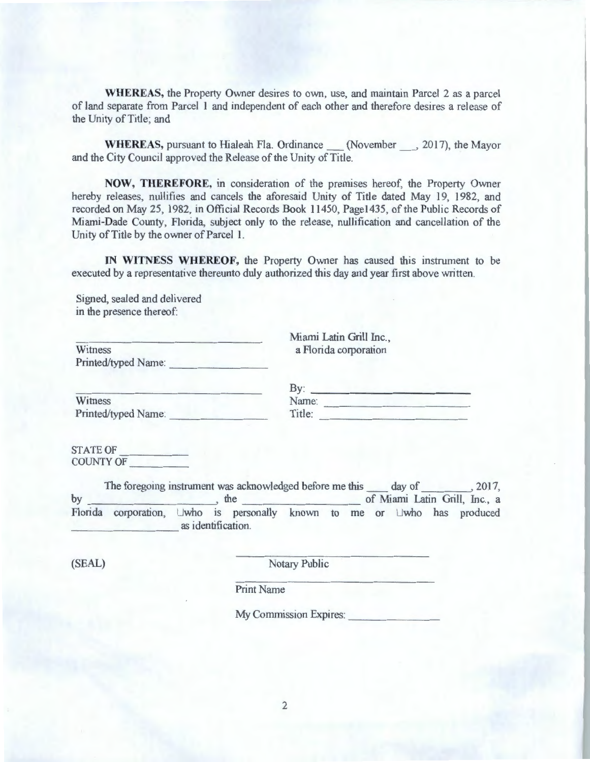**WHEREAS,** the Property Owner desires to own, use, and maintain Parcel 2 as a parcel of land separate from Parcel 1 and independent of each other and therefore desires a release of the Unity of Title; and

**WHEREAS,** pursuant to Hialeah Fla. Ordinance ___ (November ___, 2017), the Mayor and the City Council approved the Release of the Unity of Title.

**NOW, THEREFORE,** in consideration of the premises hereof, the Property Owner hereby releases, nullifies and cancels the aforesaid Unity of Title dated May 19, 1982, and recorded on May 25, 1982, in Official Records Book 11450, Page1435, of the Public Records of Miami-Dade County, Florida, subject only to the release, nullification and cancellation of the Unity of Title by the owner of Parcel 1.

**IN WITNESS WHEREOF,** the Property Owner has caused this instrument to be executed by a representative thereunto duly authorized this day and year first above written.

Signed, sealed and delivered
in the presence thereof:

______________________________
Witness
Printed/typed Name: ______________

Miami Latin Grill Inc.,
a Florida corporation

______________________________
Witness
Printed/typed Name: ______________

By: ______________________
Name: ______________________
Title: ______________________

STATE OF __________
COUNTY OF __________

The foregoing instrument was acknowledged before me this ___ day of ________, 2017, by ____________________, the __________________ of Miami Latin Grill, Inc., a Florida corporation, ☐who is personally known to me or ☐who has produced __________________ as identification.

(SEAL)

______________________________
Notary Public

______________________________
Print Name

My Commission Expires: ______________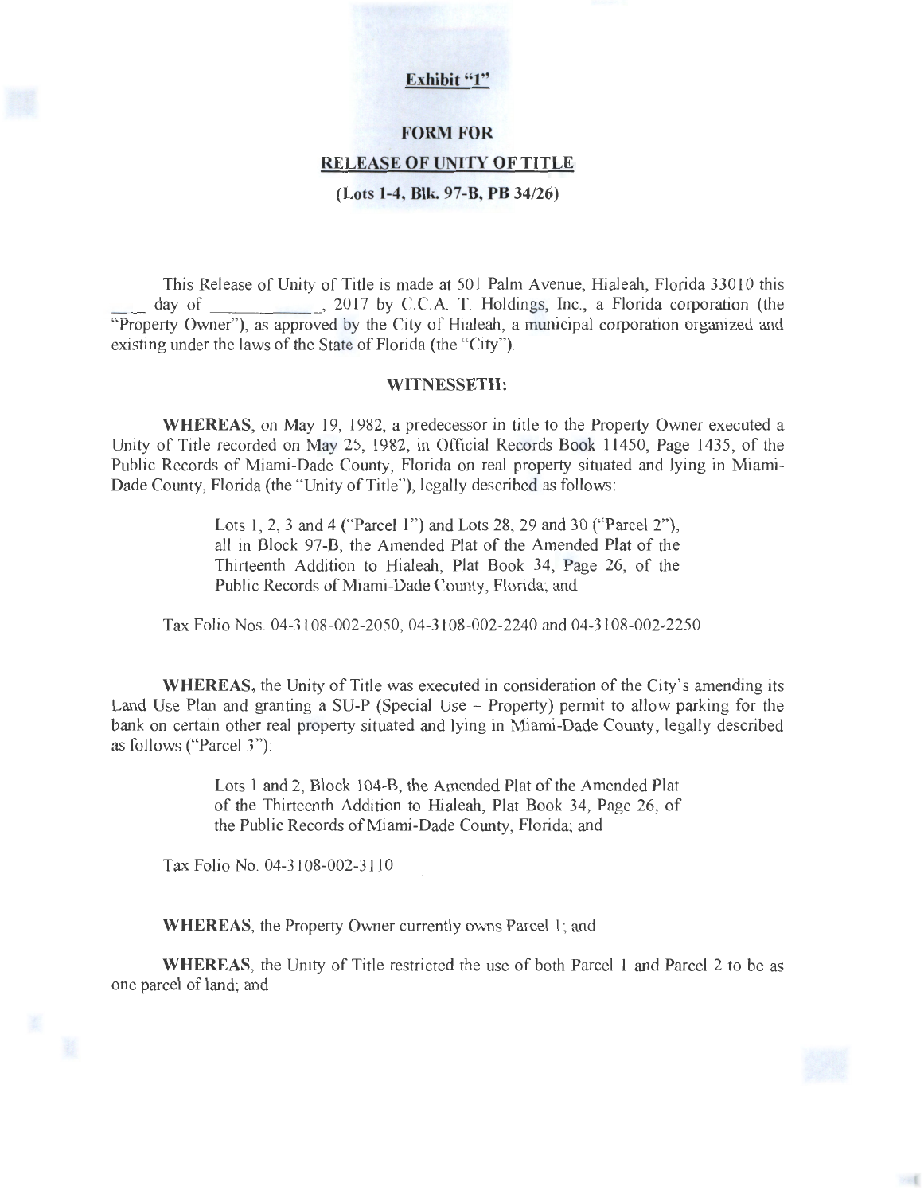**Exhibit "1"**

**FORM FOR**

**RELEASE OF UNITY OF TITLE**

**(Lots 1-4, Blk. 97-B, PB 34/26)**

This Release of Unity of Title is made at 501 Palm Avenue, Hialeah, Florida 33010 this ___ day of ____________, 2017 by C.C.A. T. Holdings, Inc., a Florida corporation (the "Property Owner"), as approved by the City of Hialeah, a municipal corporation organized and existing under the laws of the State of Florida (the "City").

**WITNESSETH:**

**WHEREAS**, on May 19, 1982, a predecessor in title to the Property Owner executed a Unity of Title recorded on May 25, 1982, in Official Records Book 11450, Page 1435, of the Public Records of Miami-Dade County, Florida on real property situated and lying in Miami-Dade County, Florida (the "Unity of Title"), legally described as follows:

> Lots 1, 2, 3 and 4 ("Parcel 1") and Lots 28, 29 and 30 ("Parcel 2"), all in Block 97-B, the Amended Plat of the Amended Plat of the Thirteenth Addition to Hialeah, Plat Book 34, Page 26, of the Public Records of Miami-Dade County, Florida; and

Tax Folio Nos. 04-3108-002-2050, 04-3108-002-2240 and 04-3108-002-2250

**WHEREAS**, the Unity of Title was executed in consideration of the City's amending its Land Use Plan and granting a SU-P (Special Use – Property) permit to allow parking for the bank on certain other real property situated and lying in Miami-Dade County, legally described as follows ("Parcel 3"):

> Lots 1 and 2, Block 104-B, the Amended Plat of the Amended Plat of the Thirteenth Addition to Hialeah, Plat Book 34, Page 26, of the Public Records of Miami-Dade County, Florida; and

Tax Folio No. 04-3108-002-3110

**WHEREAS**, the Property Owner currently owns Parcel 1; and

**WHEREAS**, the Unity of Title restricted the use of both Parcel 1 and Parcel 2 to be as one parcel of land; and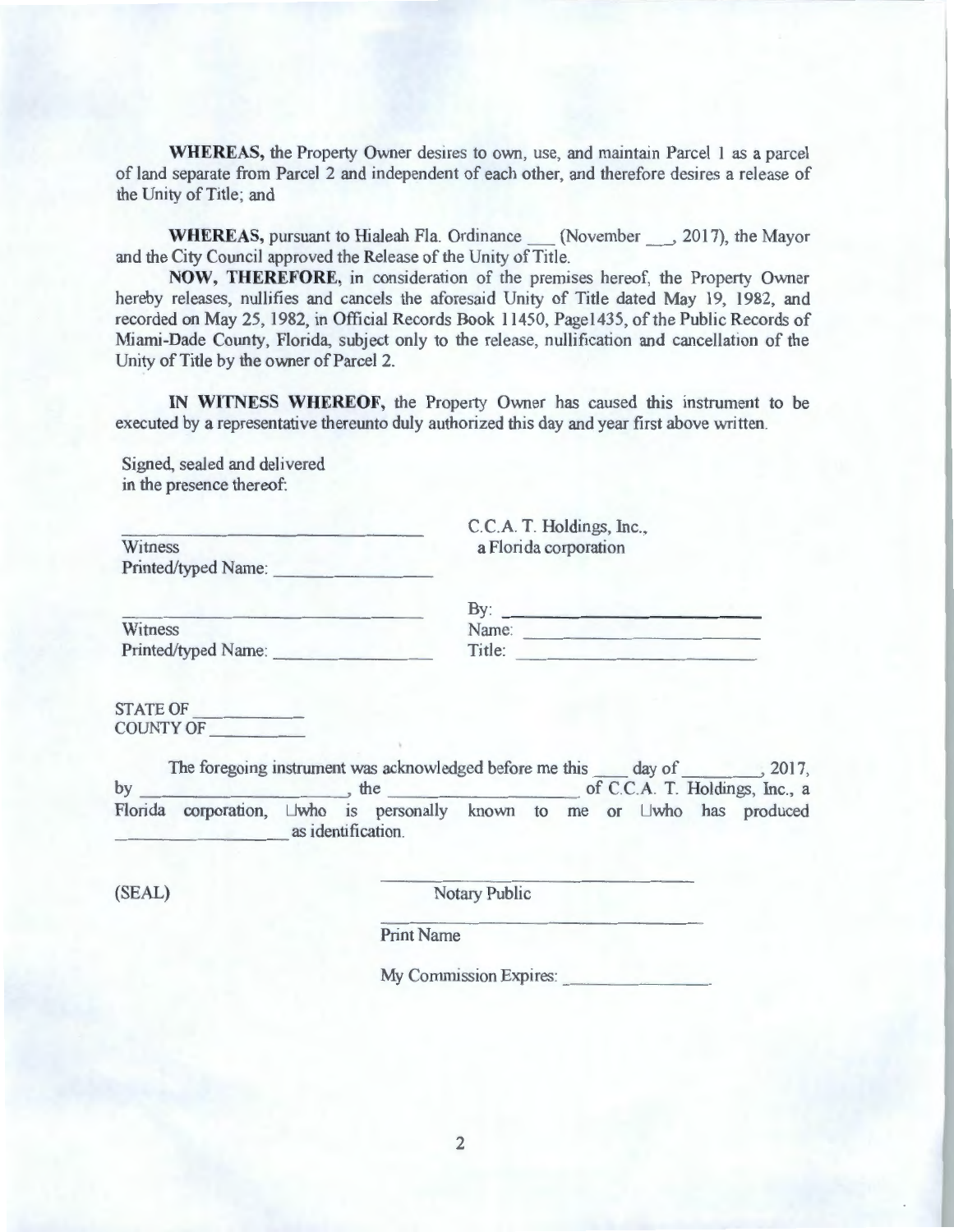**WHEREAS,** the Property Owner desires to own, use, and maintain Parcel 1 as a parcel of land separate from Parcel 2 and independent of each other, and therefore desires a release of the Unity of Title; and

**WHEREAS,** pursuant to Hialeah Fla. Ordinance ___ (November ___, 2017), the Mayor and the City Council approved the Release of the Unity of Title.

**NOW, THEREFORE,** in consideration of the premises hereof, the Property Owner hereby releases, nullifies and cancels the aforesaid Unity of Title dated May 19, 1982, and recorded on May 25, 1982, in Official Records Book 11450, Page1435, of the Public Records of Miami-Dade County, Florida, subject only to the release, nullification and cancellation of the Unity of Title by the owner of Parcel 2.

**IN WITNESS WHEREOF,** the Property Owner has caused this instrument to be executed by a representative thereunto duly authorized this day and year first above written.

Signed, sealed and delivered
in the presence thereof:

______________________________
Witness
Printed/typed Name: ________________

C.C.A. T. Holdings, Inc.,
a Florida corporation

______________________________
Witness
Printed/typed Name: ________________

By: ____________________________
Name: __________________________
Title: ___________________________

STATE OF __________
COUNTY OF __________

The foregoing instrument was acknowledged before me this ____ day of ________, 2017, by ____________________, the __________________ of C.C.A. T. Holdings, Inc., a Florida corporation, ☐who is personally known to me or ☐who has produced ________________ as identification.

(SEAL)

______________________________
Notary Public

______________________________
Print Name

My Commission Expires: ______________.